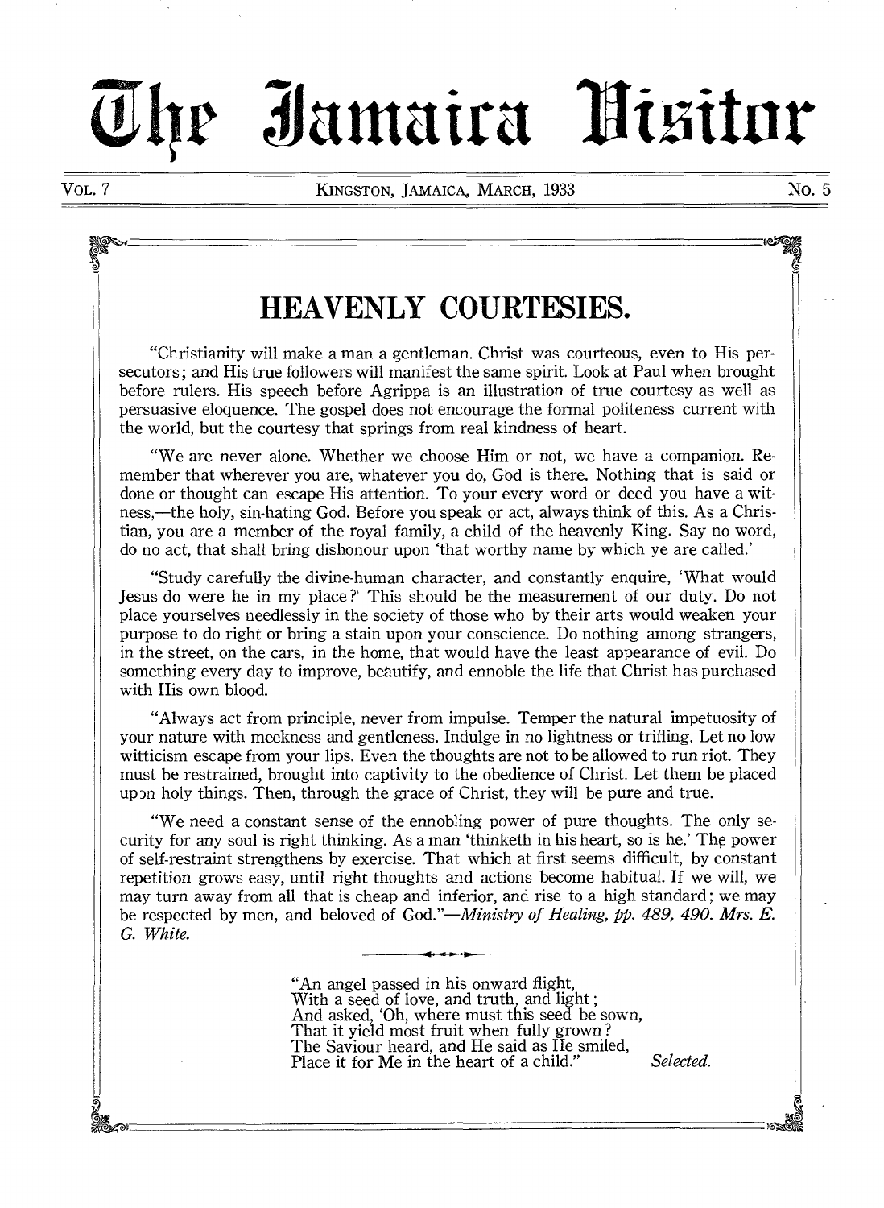# The Jamaica Visitor

VOL. 7 — KINGSTON, JAMAICA, MARCH, 1933 — No. 5

## HEAVENLY COURTESIES.

"Christianity will make a man a gentleman. Christ was courteous, even to His persecutors; and His true followers will manifest the same spirit. Look at Paul when brought before rulers. His speech before Agrippa is an illustration of true courtesy as well as persuasive eloquence. The gospel does not encourage the formal politeness current with the world, but the courtesy that springs from real kindness of heart.

"We are never alone. Whether we choose Him or not, we have a companion. Remember that wherever you are, whatever you do, God is there. Nothing that is said or done or thought can escape His attention. To your every word or deed you have a witness,—the holy, sin-hating God. Before you speak or act, always think of this. As a Christian, you are a member of the royal family, a child of the heavenly King. Say no word, do no act, that shall bring dishonour upon 'that worthy name by which ye are called.'

"Study carefully the divine-human character, and constantly enquire, 'What would Jesus do were he in my place?' This should be the measurement of our duty. Do not place yourselves needlessly in the society of those who by their arts would weaken your purpose to do right or bring a stain upon your conscience. Do nothing among strangers, in the street, on the cars, in the home, that would have the least appearance of evil. Do something every day to improve, beautify, and ennoble the life that Christ has purchased with His own blood.

"Always act from principle, never from impulse. Temper the natural impetuosity of your nature with meekness and gentleness. Indulge in no lightness or trifling. Let no low witticism escape from your lips. Even the thoughts are not to be allowed to run riot. They must be restrained, brought into captivity to the obedience of Christ. Let them be placed upon holy things. Then, through the grace of Christ, they will be pure and true.

"We need a constant sense of the ennobling power of pure thoughts. The only security for any soul is right thinking. As a man 'thinketh in his heart, so is he.' The power of self-restraint strengthens by exercise. That which at first seems difficult, by constant repetition grows easy, until right thoughts and actions become habitual. If we will, we may turn away from all that is cheap and inferior, and rise to a high standard; we may be respected by men, and beloved of God."—*Ministry of Healing, pp. 489, 490. Mrs. E. G. White.*

"An angel passed in his onward flight,
With a seed of love, and truth, and light;
And asked, 'Oh, where must this seed be sown,
That it yield most fruit when fully grown?
The Saviour heard, and He said as He smiled,
Place it for Me in the heart of a child." *Selected.*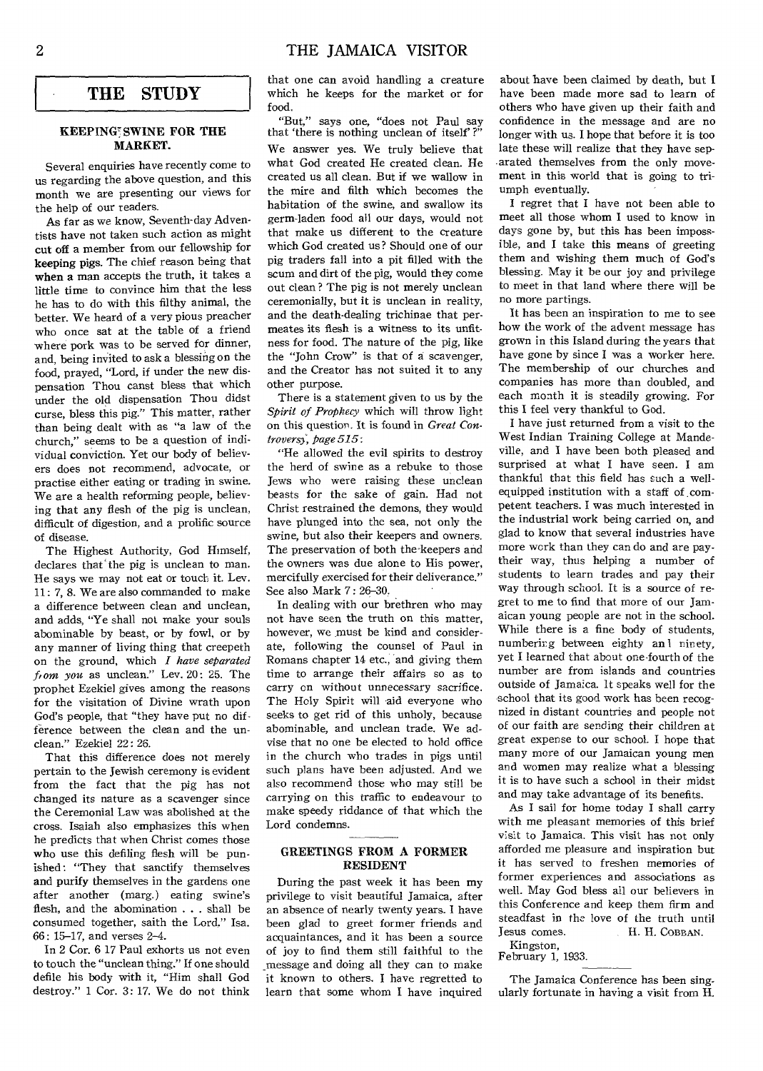## THE STUDY

### KEEPING SWINE FOR THE MARKET.

Several enquiries have recently come to us regarding the above question, and this month we are presenting our views for the help of our readers.

As far as we know, Seventh-day Adventists have not taken such action as might cut off a member from our fellowship for keeping pigs. The chief reason being that when a man accepts the truth, it takes a little time to convince him that the less he has to do with this filthy animal, the better. We heard of a very pious preacher who once sat at the table of a friend where pork was to be served for dinner, and, being invited to ask a blessing on the food, prayed, "Lord, if under the new dispensation Thou canst bless that which under the old dispensation Thou didst curse, bless this pig." This matter, rather than being dealt with as "a law of the church," seems to be a question of individual conviction. Yet our body of believers does not recommend, advocate, or practise either eating or trading in swine. We are a health reforming people, believing that any flesh of the pig is unclean, difficult of digestion, and a prolific source of disease.

The Highest Authority, God Himself, declares that the pig is unclean to man. He says we may not eat or touch it. Lev. 11: 7, 8. We are also commanded to make a difference between clean and unclean, and adds, "Ye shall not make your souls abominable by beast, or by fowl, or by any manner of living thing that creepeth on the ground, which *I have separated from you* as unclean." Lev. 20: 25. The prophet Ezekiel gives among the reasons for the visitation of Divine wrath upon God's people, that "they have put no difference between the clean and the unclean." Ezekiel 22: 26.

That this difference does not merely pertain to the Jewish ceremony is evident from the fact that the pig has not changed its nature as a scavenger since the Ceremonial Law was abolished at the cross. Isaiah also emphasizes this when he predicts that when Christ comes those who use this defiling flesh will be punished: "They that sanctify themselves and purify themselves in the gardens one after another (marg.) eating swine's flesh, and the abomination . . . shall be consumed together, saith the Lord." Isa. 66: 15-17, and verses 2-4.

In 2 Cor. 6 17 Paul exhorts us not even to touch the "unclean thing." If one should defile his body with it, "Him shall God destroy." 1 Cor. 3: 17. We do not think that one can avoid handling a creature which he keeps for the market or for food.

"But," says one, "does not Paul say that 'there is nothing unclean of itself'?" We answer yes. We truly believe that what God created He created clean. He created us all clean. But if we wallow in the mire and filth which becomes the habitation of the swine, and swallow its germ-laden food all our days, would not that make us different to the creature which God created us? Should one of our pig traders fall into a pit filled with the scum and dirt of the pig, would they come out clean? The pig is not merely unclean ceremonially, but it is unclean in reality, and the death-dealing trichinae that permeates its flesh is a witness to its unfitness for food. The nature of the pig, like the "John Crow" is that of a scavenger, and the Creator has not suited it to any other purpose.

There is a statement given to us by the *Spirit of Prophecy* which will throw light on this question. It is found in *Great Controversy, page 515*:

"He allowed the evil spirits to destroy the herd of swine as a rebuke to those Jews who were raising these unclean beasts for the sake of gain. Had not Christ restrained the demons, they would have plunged into the sea, not only the swine, but also their keepers and owners. The preservation of both the keepers and the owners was due alone to His power, mercifully exercised for their deliverance." See also Mark 7: 26-30.

In dealing with our brethren who may not have seen the truth on this matter, however, we must be kind and considerate, following the counsel of Paul in Romans chapter 14 etc., and giving them time to arrange their affairs so as to carry on without unnecessary sacrifice. The Holy Spirit will aid everyone who seeks to get rid of this unholy, because abominable, and unclean trade. We advise that no one be elected to hold office in the church who trades in pigs until such plans have been adjusted. And we also recommend those who may still be carrying on this traffic to endeavour to make speedy riddance of that which the Lord condemns.

### GREETINGS FROM A FORMER RESIDENT

During the past week it has been my privilege to visit beautiful Jamaica, after an absence of nearly twenty years. I have been glad to greet former friends and acquaintances, and it has been a source of joy to find them still faithful to the message and doing all they can to make it known to others. I have regretted to learn that some whom I have inquired about have been claimed by death, but I have been made more sad to learn of others who have given up their faith and confidence in the message and are no longer with us. I hope that before it is too late these will realize that they have separated themselves from the only movement in this world that is going to triumph eventually.

I regret that I have not been able to meet all those whom I used to know in days gone by, but this has been impossible, and I take this means of greeting them and wishing them much of God's blessing. May it be our joy and privilege to meet in that land where there will be no more partings.

It has been an inspiration to me to see how the work of the advent message has grown in this Island during the years that have gone by since I was a worker here. The membership of our churches and companies has more than doubled, and each month it is steadily growing. For this I feel very thankful to God.

I have just returned from a visit to the West Indian Training College at Mandeville, and I have been both pleased and surprised at what I have seen. I am thankful that this field has such a well-equipped institution with a staff of competent teachers. I was much interested in the industrial work being carried on, and glad to know that several industries have more work than they can do and are paying their way, thus helping a number of students to learn trades and pay their way through school. It is a source of regret to me to find that more of our Jamaican young people are not in the school. While there is a fine body of students, numbering between eighty and ninety, yet I learned that about one-fourth of the number are from islands and countries outside of Jamaica. It speaks well for the school that its good work has been recognized in distant countries and people not of our faith are sending their children at great expense to our school. I hope that many more of our Jamaican young men and women may realize what a blessing it is to have such a school in their midst and may take advantage of its benefits.

As I sail for home today I shall carry with me pleasant memories of this brief visit to Jamaica. This visit has not only afforded me pleasure and inspiration but it has served to freshen memories of former experiences and associations as well. May God bless all our believers in this Conference and keep them firm and steadfast in the love of the truth until Jesus comes.

H. H. COBBAN.

Kingston,
February 1, 1933.

The Jamaica Conference has been singularly fortunate in having a visit from H.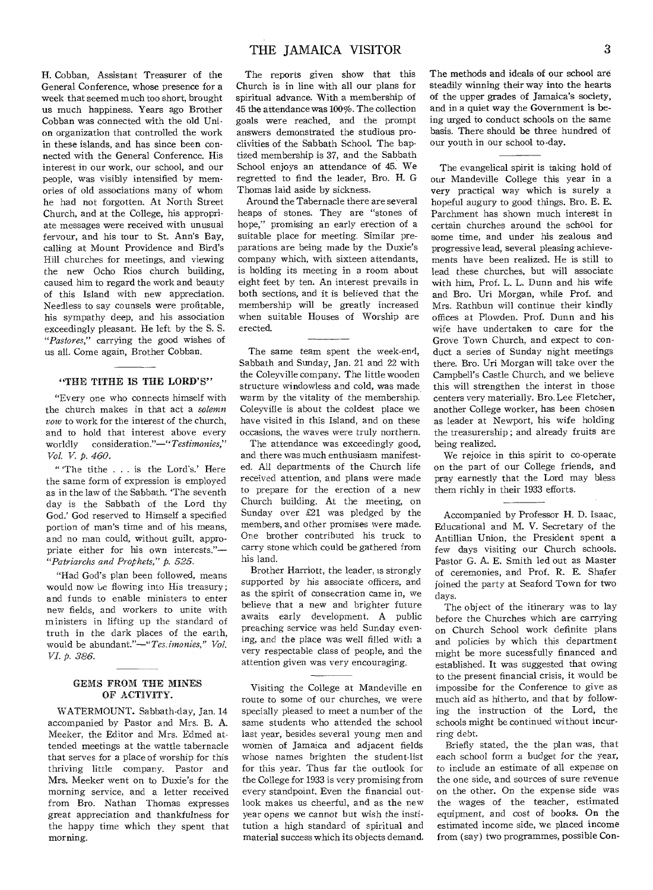H. Cobban, Assistant Treasurer of the General Conference, whose presence for a week that seemed much too short, brought us much happiness. Years ago Brother Cobban was connected with the old Union organization that controlled the work in these islands, and has since been connected with the General Conference. His interest in our work, our school, and our people, was visibly intensified by memories of old associations many of whom he had not forgotten. At North Street Church, and at the College, his appropriate messages were received with unusual fervour, and his tour to St. Ann's Bay, calling at Mount Providence and Bird's Hill churches for meetings, and viewing the new Ocho Rios church building, caused him to regard the work and beauty of this Island with new appreciation. Needless to say counsels were profitable, his sympathy deep, and his association exceedingly pleasant. He left by the S. S. *"Pastores,"* carrying the good wishes of us all. Come again, Brother Cobban.

### "THE TITHE IS THE LORD'S"

"Every one who connects himself with the church makes in that act a *solemn vow* to work for the interest of the church, and to hold that interest above every worldly consideration."—*"Testimonies," Vol. V. p. 460.*

"'The tithe . . . is the Lord's.' Here the same form of expression is employed as in the law of the Sabbath. 'The seventh day is the Sabbath of the Lord thy God.' God reserved to Himself a specified portion of man's time and of his means, and no man could, without guilt, appropriate either for his own interests."—*"Patriarchs and Prophets," p. 525.*

"Had God's plan been followed, means would now be flowing into His treasury; and funds to enable ministers to enter new fields, and workers to unite with ministers in lifting up the standard of truth in the dark places of the earth, would be abundant."—*"Tes.imonies," Vol. VI. p. 386.*

### GEMS FROM THE MINES OF ACTIVITY.

WATERMOUNT. Sabbath-day, Jan. 14 accompanied by Pastor and Mrs. B. A. Meeker, the Editor and Mrs. Edmed attended meetings at the wattle tabernacle that serves for a place of worship for this thriving little company. Pastor and Mrs. Meeker went on to Duxie's for the morning service, and a letter received from Bro. Nathan Thomas expresses great appreciation and thankfulness for the happy time which they spent that morning.

The reports given show that this Church is in line with all our plans for spiritual advance. With a membership of 45 the attendance was 100%. The collection goals were reached, and the prompt answers demonstrated the studious proclivities of the Sabbath School. The baptized membership is 37, and the Sabbath School enjoys an attendance of 45. We regretted to find the leader, Bro. H. G Thomas laid aside by sickness.

Around the Tabernacle there are several heaps of stones. They are "stones of hope," promising an early erection of a suitable place for meeting. Similar preparations are being made by the Duxie's company which, with sixteen attendants, is holding its meeting in a room about eight feet by ten. An interest prevails in both sections, and it is believed that the membership will be greatly increased when suitable Houses of Worship are erected.

The same team spent the week-end, Sabbath and Sunday, Jan. 21 and 22 with the Coleyville company. The little wooden structure windowless and cold, was made warm by the vitality of the membership. Coleyville is about the coldest place we have visited in this Island, and on these occasions, the waves were truly northern.

The attendance was exceedingly good, and there was much enthusiasm manifested. All departments of the Church life received attention, and plans were made to prepare for the erection of a new Church building. At the meeting, on Sunday over £21 was pledged by the members, and other promises were made. One brother contributed his truck to carry stone which could be gathered from his land.

Brother Harriott, the leader, is strongly supported by his associate officers, and as the spirit of consecration came in, we believe that a new and brighter future awaits early development. A public preaching service was held Sunday evening, and the place was well filled with a very respectable class of people, and the attention given was very encouraging.

Visiting the College at Mandeville en route to some of our churches, we were specially pleased to meet a number of the same students who attended the school last year, besides several young men and women of Jamaica and adjacent fields whose names brighten the student-list for this year. Thus far the outlook for the College for 1933 is very promising from every standpoint. Even the financial outlook makes us cheerful, and as the new year opens we cannot but wish the institution a high standard of spiritual and material success which its objects demand. The methods and ideals of our school are steadily winning their way into the hearts of the upper grades of Jamaica's society, and in a quiet way the Government is being urged to conduct schools on the same basis. There should be three hundred of our youth in our school to-day.

The evangelical spirit is taking hold of our Mandeville College this year in a very practical way which is surely a hopeful augury to good things. Bro. E. E. Parchment has shown much interest in certain churches around the school for some time, and under his zealous and progressive lead, several pleasing achievements have been realized. He is still to lead these churches, but will associate with him, Prof. L. L. Dunn and his wife and Bro. Uri Morgan, while Prof. and Mrs. Rathbun will continue their kindly offices at Plowden. Prof. Dunn and his wife have undertaken to care for the Grove Town Church, and expect to conduct a series of Sunday night meetings there. Bro. Uri Morgan will take over the Campbell's Castle Church, and we believe this will strengthen the interst in those centers very materially. Bro. Lee Fletcher, another College worker, has been chosen as leader at Newport, his wife holding the treasurership; and already fruits are being realized.

We rejoice in this spirit to co-operate on the part of our College friends, and pray earnestly that the Lord may bless them richly in their 1933 efforts.

Accompanied by Professor H. D. Isaac, Educational and M. V. Secretary of the Antillian Union, the President spent a few days visiting our Church schools. Pastor G. A. E. Smith led out as Master of ceremonies, and Prof. R. E. Shafer joined the party at Seaford Town for two days.

The object of the itinerary was to lay before the Churches which are carrying on Church School work definite plans and policies by which this department might be more sucessfully financed and established. It was suggested that owing to the present financial crisis, it would be impossibe for the Conference to give as much aid as hitherto, and that by following the instruction of the Lord, the schools might be continued without incurring debt.

Briefly stated, the the plan was, that each school form a budget for the year, to include an estimate of all expense on the one side, and sources of sure revenue on the other. On the expense side was the wages of the teacher, estimated equipment, and cost of books. On the estimated income side, we placed income from (say) two programmes, possible Con-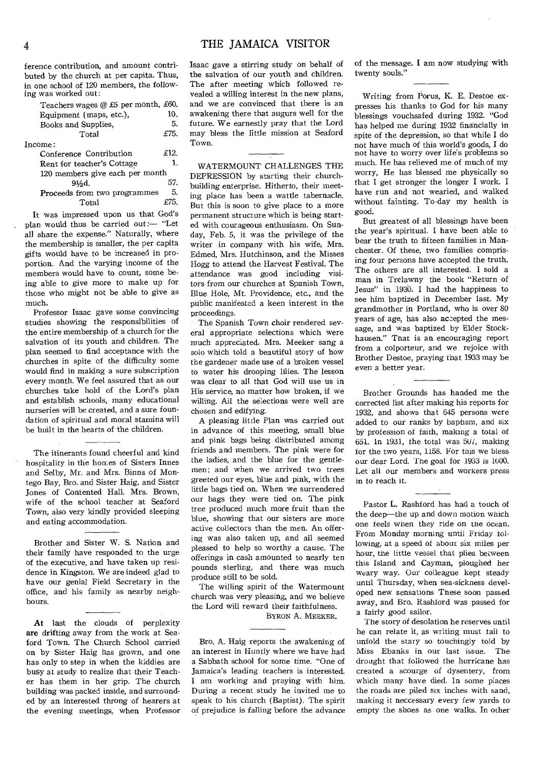ference contribution, and amount contributed by the church at per capita. Thus, in one school of 120 members, the following was worked out:

| | |
|---|---|
| Teachers wages @ £5 per month, | £60. |
| Equipment (maps, etc.), | 10. |
| Books and Supplies, | 5. |
| Total | £75. |
| Income: | |
| Conference Contribution | £12. |
| Rent for teacher's Cottage | 1. |
| 120 members give each per month 9½d. | 57. |
| Proceeds from two programmes | 5. |
| Total | £75. |

It was impressed upon us that God's plan would thus be carried out:— "Let all share the expense." Naturally, where the membership is smaller, the per capita gifts would have to be increased in proportion. And the varying income of the members would have to count, some being able to give more to make up for those who might not be able to give as much.

Professor Isaac gave some convincing studies showing the responsibilities of the entire membership of a church for the salvation of its youth and children. The plan seemed to find acceptance with the churches in spite of the difficulty some would find in making a sure subscription every month. We feel assured that as our churches take hold of the Lord's plan and establish schools, many educational nurseries will be created, and a sure foundation of spiritual and moral stamina will be built in the hearts of the children.

---

The itinerants found cheerful and kind hospitality in the homes of Sisters Innes and Selby, Mr. and Mrs. Binns of Montego Bay, Bro. and Sister Haig, and Sister Jones of Contented Hall. Mrs. Brown, wife of the school teacher at Seaford Town, also very kindly provided sleeping and eating accommodation.

---

Brother and Sister W. S. Nation and their family have responded to the urge of the executive, and have taken up residence in Kingston. We are indeed glad to have our genial Field Secretary in the office, and his family as nearby neighbours.

---

At last the clouds of perplexity are drifting away from the work at Seaford Town. The Church School carried on by Sister Haig has grown, and one has only to step in when the kiddies are busy at study to realize that their Teacher has them in her grip. The church building was packed inside, and surrounded by an interested throng of hearers at the evening meetings, when Professor Isaac gave a stirring study on behalf of the salvation of our youth and children. The after meeting which followed revealed a willing interest in the new plans, and we are convinced that there is an awakening there that augurs well for the future. We earnestly pray that the Lord may bless the little mission at Seaford Town.

---

WATERMOUNT CHALLENGES THE DEPRESSION by starting their church-building enterprise. Hitherto, their meeting place has been a wattle tabernacle. But this is soon to give place to a more permanent structure which is being started with courageous enthusiasm. On Sunday, Feb. 5, it was the privilege of the writer in company with his wife, Mrs. Edmed, Mrs. Hutchinson, and the Misses Hogg to attend the Harvest Festival. The attendance was good including visitors from our churches at Spanish Town, Blue Hole, Mt. Providence, etc., and the public manifested a keen interest in the proceedings.

The Spanish Town choir rendered several appropriate selections which were much appreciated. Mrs. Meeker sang a solo which told a beautiful story of how the gardener made use of a broken vessel to water his drooping lilies. The lesson was clear to all that God will use us in His service, no matter how broken, if we willing. All the selections were well are chosen and edifying.

A pleasing little Plan was carried out in advance of this meeting, small blue and pink bags being distributed among friends and members. The pink were for the ladies, and the blue for the gentlemen; and when we arrived two trees greeted our eyes, blue and pink, with the little bags tied on. When we surrendered our bags they were tied on. The pink tree produced much more fruit than the blue, showing that our sisters are more active collectors than the men. An offering was also taken up, and all seemed pleased to help so worthy a cause. The offerings in cash amounted to nearly ten pounds sterling, and there was much produce still to be sold.

The willing spirit of the Watermount church was very pleasing, and we believe the Lord will reward their faithfulness.

BYRON A. MEEKER.

---

Bro. A. Haig reports the awakening of an interest in Huntly where we have had a Sabbath school for some time. "One of Jamaica's leading teachers is interested. I am working and praying with him. During a recent study he invited me to speak to his church (Baptist). The spirit of prejudice is falling before the advance of the message. I am now studying with twenty souls."

---

Writing from Porus, K. E. Destoe expresses his thanks to God for his many blessings vouchsafed during 1932. "God has helped me during 1932 financially in spite of the depression, so that while I do not have much of this world's goods, I do not have to worry over life's problems so much. He has relieved me of much of my worry, He has blessed me physically so that I get stronger the longer I work. I have run and not wearied, and walked without fainting. To-day my health is good.

But greatest of all blessings have been the year's spiritual. I have been able to bear the truth to fifteen families in Manchester. Of these, two families comprising four persons have accepted the truth. The others are all interested. I sold a man in Trelawny the book "Return of Jesus" in 1930. I had the happiness to see him baptized in December last. My grandmother in Portland, who is over 80 years of age, has also accepted the message, and was baptized by Elder Stockhausen." That is an encouraging report from a colporteur, and we rejoice with Brother Destoe, praying that 1933 may be even a better year.

---

Brother Grounds has handed me the corrected list after making his reports for 1932, and shows that 645 persons were added to our ranks by baptism, and six by profession of faith, making a total of 651. In 1931, the total was 507, making for the two years, 1158. For this we bless our dear Lord. The goal for 1933 is 1000. Let all our members and workers press in to reach it.

---

Pastor L. Rashford has had a touch of the deep—the up and down motion which one feels when they ride on the ocean. From Monday morning until Friday following, at a speed of about six miles per hour, the little vessel that plies between this Island and Cayman, ploughed her weary way. Our colleague kept steady until Thursday, when sea-sickness developed new sensations These soon passed away, and Bro. Rashford was passed for a fairly good sailor.

The story of desolation he reserves until he can relate it, as writing must fail to unfold the stary so touchingly told by Miss Ebanks in our last issue. The drought that followed the hurricane has created a scourge of dysentery, from which many have died. In some places the roads are piled six inches with sand, making it neccessary every few yards to empty the shoes as one walks. In other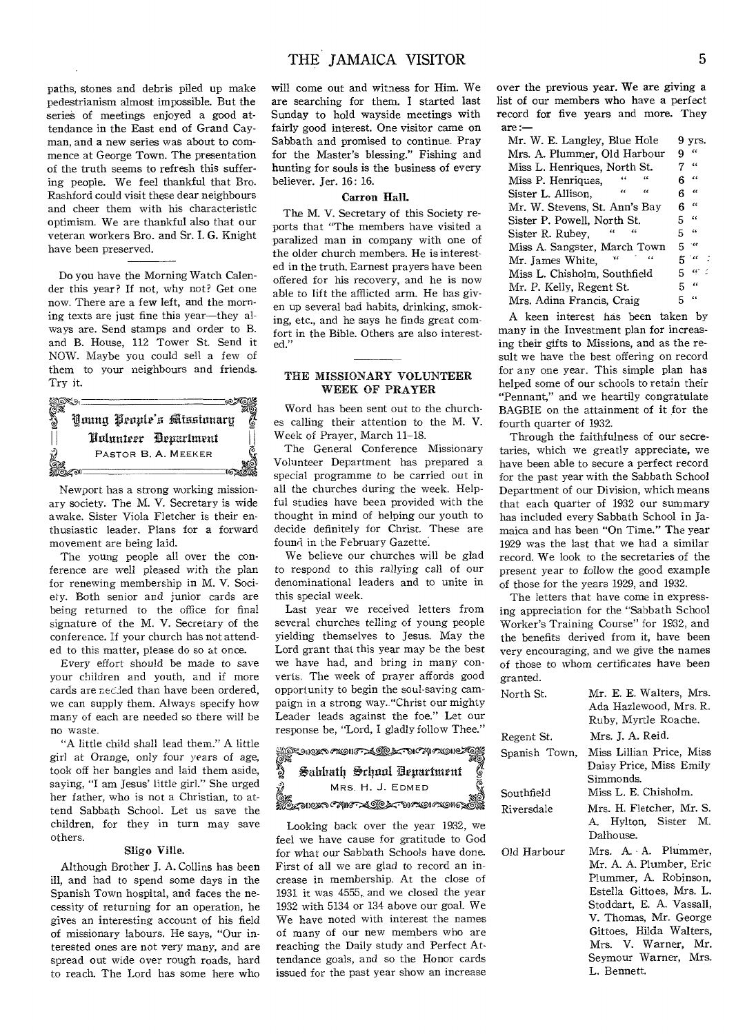paths, stones and debris piled up make pedestrianism almost impossible. But the series of meetings enjoyed a good attendance in the East end of Grand Cayman, and a new series was about to commence at George Town. The presentation of the truth seems to refresh this suffering people. We feel thankful that Bro. Rashford could visit these dear neighbours and cheer them with his characteristic optimism. We are thankful also that our veteran workers Bro. and Sr. I. G. Knight have been preserved.

Do you have the Morning Watch Calender this year? If not, why not? Get one now. There are a few left, and the morning texts are just fine this year—they always are. Send stamps and order to B. and B. House, 112 Tower St. Send it NOW. Maybe you could sell a few of them to your neighbours and friends. Try it.

## Young People's Missionary Volunteer Department

PASTOR B. A. MEEKER

Newport has a strong working missionary society. The M. V. Secretary is wide awake. Sister Viola Fletcher is their enthusiastic leader. Plans for a forward movement are being laid.

The young people all over the conference are well pleased with the plan for renewing membership in M. V. Society. Both senior and junior cards are being returned to the office for final signature of the M. V. Secretary of the conference. If your church has not attended to this matter, please do so at once.

Every effort should be made to save your children and youth, and if more cards are needed than have been ordered, we can supply them. Always specify how many of each are needed so there will be no waste.

"A little child shall lead them." A little girl at Orange, only four years of age, took off her bangles and laid them aside, saying, "I am Jesus' little girl." She urged her father, who is not a Christian, to attend Sabbath School. Let us save the children, for they in turn may save others.

### Sligo Ville.

Although Brother J. A. Collins has been ill, and had to spend some days in the Spanish Town hospital, and faces the necessity of returning for an operation, he gives an interesting account of his field of missionary labours. He says, "Our interested ones are not very many, and are spread out wide over rough roads, hard to reach. The Lord has some here who will come out and witness for Him. We are searching for them. I started last Sunday to hold wayside meetings with fairly good interest. One visitor came on Sabbath and promised to continue. Pray for the Master's blessing." Fishing and hunting for souls is the business of every believer. Jer. 16: 16.

### Carron Hall.

The M. V. Secretary of this Society reports that "The members have visited a paralized man in company with one of the older church members. He is interested in the truth. Earnest prayers have been offered for his recovery, and he is now able to lift the afflicted arm. He has given up several bad habits, drinking, smoking, etc., and he says he finds great comfort in the Bible. Others are also interested."

### THE MISSIONARY VOLUNTEER WEEK OF PRAYER

Word has been sent out to the churches calling their attention to the M. V. Week of Prayer, March 11–18.

The General Conference Missionary Volunteer Department has prepared a special programme to be carried out in all the churches during the week. Helpful studies have been provided with the thought in mind of helping our youth to decide definitely for Christ. These are found in the February Gazette.

We believe our churches will be glad to respond to this rallying call of our denominational leaders and to unite in this special week.

Last year we received letters from several churches telling of young people yielding themselves to Jesus. May the Lord grant that this year may be the best we have had, and bring in many converts. The week of prayer affords good opportunity to begin the soul-saving campaign in a strong way. "Christ our mighty Leader leads against the foe." Let our response be, "Lord, I gladly follow Thee."

## Sabbath School Department

MRS. H. J. EDMED

Looking back over the year 1932, we feel we have cause for gratitude to God for what our Sabbath Schools have done. First of all we are glad to record an increase in membership. At the close of 1931 it was 4555, and we closed the year 1932 with 5134 or 134 above our goal. We We have noted with interest the names of many of our new members who are reaching the Daily study and Perfect Attendance goals, and so the Honor cards issued for the past year show an increase over the previous year. We are giving a list of our members who have a perfect record for five years and more. They are:—

| | |
|---|---|
| Mr. W. E. Langley, Blue Hole | 9 yrs. |
| Mrs. A. Plummer, Old Harbour | 9 " |
| Miss L. Henriques, North St. | 7 " |
| Miss P. Henriques, " " | 6 " |
| Sister L. Allison, " " | 6 " |
| Mr. W. Stevens, St. Ann's Bay | 6 " |
| Sister P. Powell, North St. | 5 " |
| Sister R. Rubey, " " | 5 " |
| Miss A. Sangster, March Town | 5 " |
| Mr. James White, " " | 5 " |
| Miss L. Chisholm, Southfield | 5 " |
| Mr. P. Kelly, Regent St. | 5 " |
| Mrs. Adina Francis, Craig | 5 " |

A keen interest has been taken by many in the Investment plan for increasing their gifts to Missions, and as the result we have the best offering on record for any one year. This simple plan has helped some of our schools to retain their "Pennant," and we heartily congratulate BAGBIE on the attainment of it for the fourth quarter of 1932.

Through the faithfulness of our secretaries, which we greatly appreciate, we have been able to secure a perfect record for the past year with the Sabbath School Department of our Division, which means that each quarter of 1932 our summary has included every Sabbath School in Jamaica and has been "On Time." The year 1929 was the last that we had a similar record. We look to the secretaries of the present year to follow the good example of those for the years 1929, and 1932.

The letters that have come in expressing appreciation for the "Sabbath School Worker's Training Course" for 1932, and the benefits derived from it, have been very encouraging, and we give the names of those to whom certificates have been granted.

| | |
|---|---|
| North St. | Mr. E. E. Walters, Mrs. Ada Hazlewood, Mrs. R. Ruby, Myrtle Roache. |
| Regent St. | Mrs. J. A. Reid. |
| Spanish Town, | Miss Lillian Price, Miss Daisy Price, Miss Emily Simmonds. |
| Southfield | Miss L. E. Chisholm. |
| Riversdale | Mrs. H. Fletcher, Mr. S. A. Hylton, Sister M. Dalhouse. |
| Old Harbour | Mrs. A. A. Plummer, Mr. A. A. Plumber, Eric Plummer, A. Robinson, Estella Gittoes, Mrs. L. Stoddart, E. A. Vassall, V. Thomas, Mr. George Gittoes, Hilda Walters, Mrs. V. Warner, Mr. Seymour Warner, Mrs. L. Bennett. |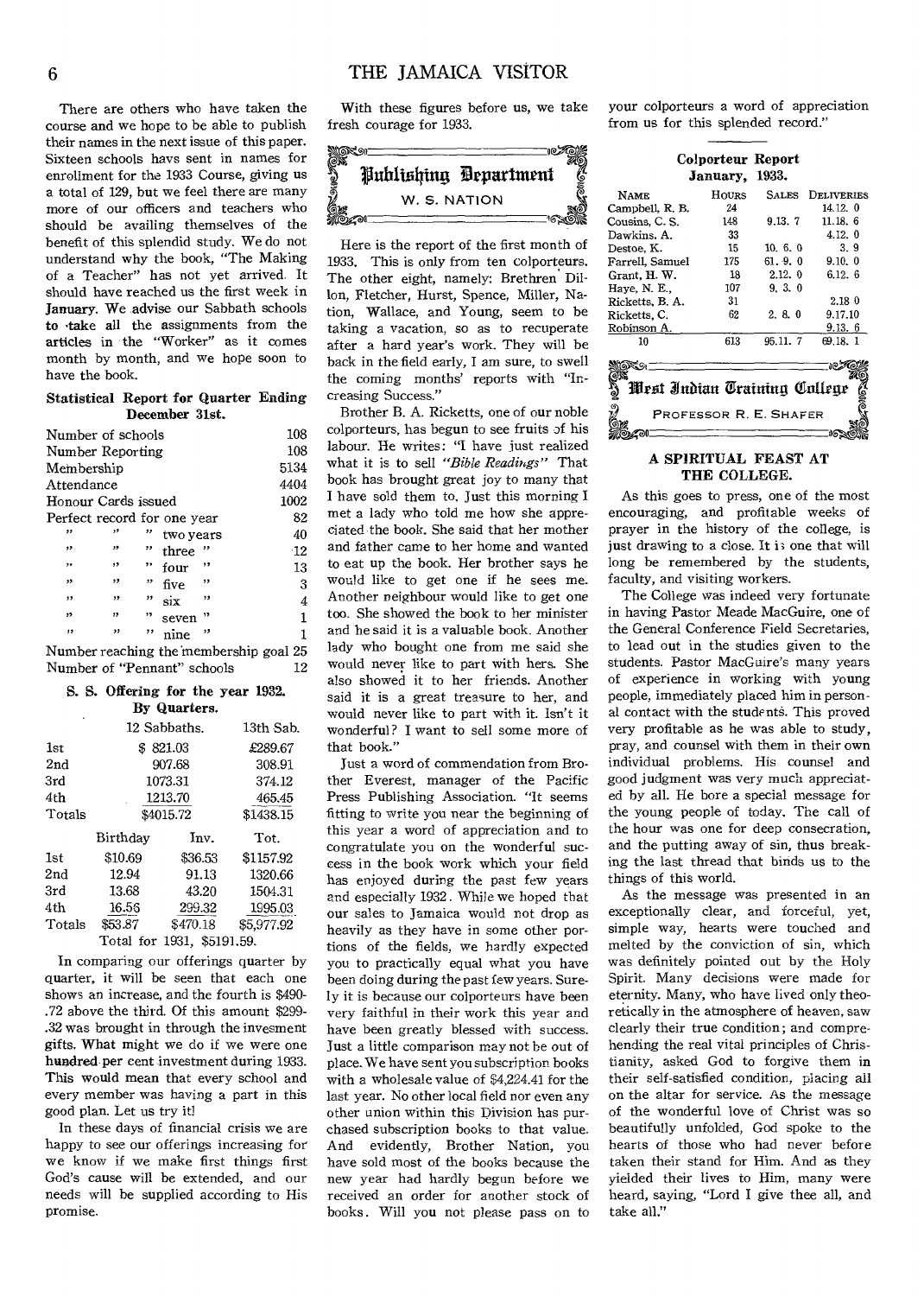There are others who have taken the course and we hope to be able to publish their names in the next issue of this paper. Sixteen schools havs sent in names for enrollment for the 1933 Course, giving us a total of 129, but we feel there are many more of our officers and teachers who should be availing themselves of the benefit of this splendid study. We do not understand why the book, "The Making of a Teacher" has not yet arrived. It should have reached us the first week in January. We advise our Sabbath schools to take all the assignments from the articles in the "Worker" as it comes month by month, and we hope soon to have the book.

### Statistical Report for Quarter Ending December 31st.

| | |
|---|---|
| Number of schools | 108 |
| Number Reporting | 108 |
| Membership | 5134 |
| Attendance | 4404 |
| Honour Cards issued | 1002 |
| Perfect record for one year | 82 |
| " " " two years | 40 |
| " " " three " | 12 |
| " " " four " | 13 |
| " " " five " | 3 |
| " " " six " | 4 |
| " " " seven " | 1 |
| " " " nine " | 1 |
| Number reaching the membership goal | 25 |
| Number of "Pennant" schools | 12 |

### S. S. Offering for the year 1932. By Quarters.

| | 12 Sabbaths. | 13th Sab. |
|---|---|---|
| 1st | $ 821.03 | £289.67 |
| 2nd | 907.68 | 308.91 |
| 3rd | 1073.31 | 374.12 |
| 4th | 1213.70 | 465.45 |
| Totals | $4015.72 | $1438.15 |

| | Birthday | Inv. | Tot. |
|---|---|---|---|
| 1st | $10.69 | $36.53 | $1157.92 |
| 2nd | 12.94 | 91.13 | 1320.66 |
| 3rd | 13.68 | 43.20 | 1504.31 |
| 4th | 16.56 | 299.32 | 1995.03 |
| Totals | $53.87 | $470.18 | $5,977.92 |

Total for 1931, $5191.59.

In comparing our offerings quarter by quarter, it will be seen that each one shows an increase, and the fourth is $490-.72 above the third. Of this amount $299-.32 was brought in through the invesment gifts. What might we do if we were one hundred per cent investment during 1933. This would mean that every school and every member was having a part in this good plan. Let us try it!

In these days of financial crisis we are happy to see our offerings increasing for we know if we make first things first God's cause will be extended, and our needs will be supplied according to His promise.

With these figures before us, we take fresh courage for 1933.

## Publishing Department

W. S. NATION

Here is the report of the first month of 1933. This is only from ten colporteurs. The other eight, namely: Brethren Dillon, Fletcher, Hurst, Spence, Miller, Nation, Wallace, and Young, seem to be taking a vacation, so as to recuperate after a hard year's work. They will be back in the field early, I am sure, to swell the coming months' reports with "Increasing Success."

Brother B. A. Ricketts, one of our noble colporteurs, has begun to see fruits of his labour. He writes: "I have just realized what it is to sell *"Bible Readings"* That book has brought great joy to many that I have sold them to. Just this morning I met a lady who told me how she appreciated the book. She said that her mother and father came to her home and wanted to eat up the book. Her brother says he would like to get one if he sees me. Another neighbour would like to get one too. She showed the book to her minister and he said it is a valuable book. Another lady who bought one from me said she would never like to part with hers. She also showed it to her friends. Another said it is a great treasure to her, and would never like to part with it. Isn't it wonderful? I want to sell some more of that book."

Just a word of commendation from Brother Everest, manager of the Pacific Press Publishing Association. "It seems fitting to write you near the beginning of this year a word of appreciation and to congratulate you on the wonderful success in the book work which your field has enjoyed during the past few years and especially 1932. While we hoped that our sales to Jamaica would not drop as heavily as they have in some other portions of the fields, we hardly expected you to practically equal what you have been doing during the past few years. Surely it is because our colporteurs have been very faithful in their work this year and have been greatly blessed with success. Just a little comparison may not be out of place. We have sent you subscription books with a wholesale value of $4,224.41 for the last year. No other local field nor even any other union within this Division has purchased subscription books to that value. And evidently, Brother Nation, you have sold most of the books because the new year had hardly begun before we received an order for another stock of books. Will you not please pass on to your colporteurs a word of appreciation from us for this splendid record."

### Colporteur Report January, 1933.

| NAME | HOURS | SALES | DELIVERIES |
|---|---|---|---|
| Campbell, R. B. | 24 | | 14.12. 0 |
| Cousins, C. S. | 148 | 9.13. 7 | 11.18. 6 |
| Dawkins. A. | 33 | | 4.12. 0 |
| Destoe, K. | 15 | 10. 6. 0 | 3. 9 |
| Farrell, Samuel | 175 | 61. 9. 0 | 9.10. 0 |
| Grant, H. W. | 18 | 2.12. 0 | 6.12. 6 |
| Haye, N. E., | 107 | 9. 3. 0 | |
| Ricketts, B. A. | 31 | | 2.18 0 |
| Ricketts, C. | 62 | 2. 8. 0 | 9.17.10 |
| Robinson A. | | | 9.13. 6 |
| 10 | 613 | 95.11. 7 | 69.18. 1 |

## West Indian Training College

PROFESSOR R. E. SHAFER

### A SPIRITUAL FEAST AT THE COLLEGE.

As this goes to press, one of the most encouraging, and profitable weeks of prayer in the history of the college, is just drawing to a close. It is one that will long be remembered by the students, faculty, and visiting workers.

The College was indeed very fortunate in having Pastor Meade MacGuire, one of the General Conference Field Secretaries, to lead out in the studies given to the students. Pastor MacGuire's many years of experience in working with young people, immediately placed him in personal contact with the students. This proved very profitable as he was able to study, pray, and counsel with them in their own individual problems. His counsel and good judgment was very much appreciated by all. He bore a special message for the young people of today. The call of the hour was one for deep consecration, and the putting away of sin, thus breaking the last thread that binds us to the things of this world.

As the message was presented in an exceptionally clear, and forceful, yet, simple way, hearts were touched and melted by the conviction of sin, which was definitely pointed out by the Holy Spirit. Many decisions were made for eternity. Many, who have lived only theoretically in the atmosphere of heaven, saw clearly their true condition; and comprehending the real vital principles of Christianity, asked God to forgive them in their self-satisfied condition, placing all on the altar for service. As the message of the wonderful love of Christ was so beautifully unfolded, God spoke to the hearts of those who had never before taken their stand for Him. And as they yielded their lives to Him, many were heard, saying, "Lord I give thee all, and take all."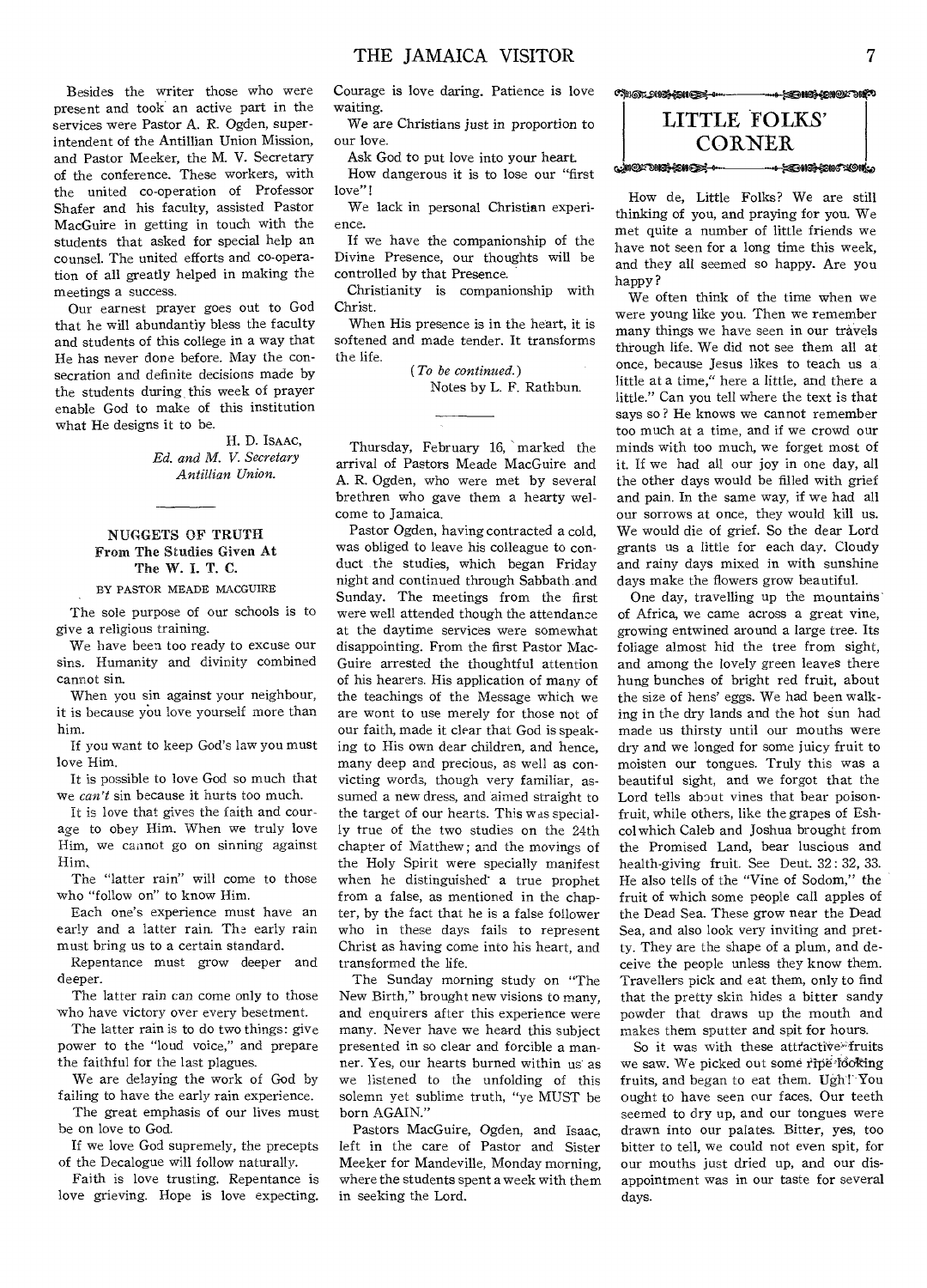Besides the writer those who were present and took an active part in the services were Pastor A. R. Ogden, superintendent of the Antillian Union Mission, and Pastor Meeker, the M. V. Secretary of the conference. These workers, with the united co-operation of Professor Shafer and his faculty, assisted Pastor MacGuire in getting in touch with the students that asked for special help an counsel. The united efforts and co-operation of all greatly helped in making the meetings a success.

Our earnest prayer goes out to God that he will abundantly bless the faculty and students of this college in a way that He has never done before. May the consecration and definite decisions made by the students during this week of prayer enable God to make of this institution what He designs it to be.

H. D. ISAAC,
*Ed. and M. V. Secretary Antillian Union.*

## NUGGETS OF TRUTH
### From The Studies Given At The W. I. T. C.

BY PASTOR MEADE MACGUIRE

The sole purpose of our schools is to give a religious training.

We have been too ready to excuse our sins. Humanity and divinity combined cannot sin.

When you sin against your neighbour, it is because you love yourself more than him.

If you want to keep God's law you must love Him.

It is possible to love God so much that we *can't* sin because it hurts too much.

It is love that gives the faith and courage to obey Him. When we truly love Him, we cannot go on sinning against Him.

The "latter rain" will come to those who "follow on" to know Him.

Each one's experience must have an early and a latter rain. The early rain must bring us to a certain standard.

Repentance must grow deeper and deeper.

The latter rain can come only to those who have victory over every besetment.

The latter rain is to do two things: give power to the "loud voice," and prepare the faithful for the last plagues.

We are delaying the work of God by failing to have the early rain experience.

The great emphasis of our lives must be on love to God.

If we love God supremely, the precepts of the Decalogue will follow naturally.

Faith is love trusting. Repentance is love grieving. Hope is love expecting. Courage is love daring. Patience is love waiting.

We are Christians just in proportion to our love.

Ask God to put love into your heart.

How dangerous it is to lose our "first love"!

We lack in personal Christian experience.

If we have the companionship of the Divine Presence, our thoughts will be controlled by that Presence.

Christianity is companionship with Christ.

When His presence is in the heart, it is softened and made tender. It transforms the life.

(*To be continued.*)
Notes by L. F. Rathbun.

---

Thursday, February 16, marked the arrival of Pastors Meade MacGuire and A. R. Ogden, who were met by several brethren who gave them a hearty welcome to Jamaica.

Pastor Ogden, having contracted a cold, was obliged to leave his colleague to conduct the studies, which began Friday night and continued through Sabbath and Sunday. The meetings from the first were well attended though the attendance at the daytime services were somewhat disappointing. From the first Pastor MacGuire arrested the thoughtful attention of his hearers. His application of many of the teachings of the Message which we are wont to use merely for those not of our faith, made it clear that God is speaking to His own dear children, and hence, many deep and precious, as well as convicting words, though very familiar, assumed a new dress, and aimed straight to the target of our hearts. This was specially true of the two studies on the 24th chapter of Matthew; and the movings of the Holy Spirit were specially manifest when he distinguished a true prophet from a false, as mentioned in the chapter, by the fact that he is a false follower who in these days fails to represent Christ as having come into his heart, and transformed the life.

The Sunday morning study on "The New Birth," brought new visions to many, and enquirers after this experience were many. Never have we heard this subject presented in so clear and forcible a manner. Yes, our hearts burned within us as we listened to the unfolding of this solemn yet sublime truth, "ye MUST be born AGAIN."

Pastors MacGuire, Ogden, and Isaac, left in the care of Pastor and Sister Meeker for Mandeville, Monday morning, where the students spent a week with them in seeking the Lord.

## LITTLE FOLKS' CORNER

How de, Little Folks? We are still thinking of you, and praying for you. We met quite a number of little friends we have not seen for a long time this week, and they all seemed so happy. Are you happy?

We often think of the time when we were young like you. Then we remember many things we have seen in our travels through life. We did not see them all at once, because Jesus likes to teach us a little at a time," here a little, and there a little." Can you tell where the text is that says so? He knows we cannot remember too much at a time, and if we crowd our minds with too much, we forget most of it. If we had all our joy in one day, all the other days would be filled with grief and pain. In the same way, if we had all our sorrows at once, they would kill us. We would die of grief. So the dear Lord grants us a little for each day. Cloudy and rainy days mixed in with sunshine days make the flowers grow beautiful.

One day, travelling up the mountains of Africa, we came across a great vine, growing entwined around a large tree. Its foliage almost hid the tree from sight, and among the lovely green leaves there hung bunches of bright red fruit, about the size of hens' eggs. We had been walking in the dry lands and the hot sun had made us thirsty until our mouths were dry and we longed for some juicy fruit to moisten our tongues. Truly this was a beautiful sight, and we forgot that the Lord tells about vines that bear poison-fruit, while others, like the grapes of Eshcol which Caleb and Joshua brought from the Promised Land, bear luscious and health-giving fruit. See Deut. 32: 32, 33. He also tells of the "Vine of Sodom," the fruit of which some people call apples of the Dead Sea. These grow near the Dead Sea, and also look very inviting and pretty. They are the shape of a plum, and deceive the people unless they know them. Travellers pick and eat them, only to find that the pretty skin hides a bitter sandy powder that draws up the mouth and makes them sputter and spit for hours.

So it was with these attractive fruits we saw. We picked out some ripe-looking fruits, and began to eat them. Ugh! You ought to have seen our faces. Our teeth seemed to dry up, and our tongues were drawn into our palates. Bitter, yes, too bitter to tell, we could not even spit, for our mouths just dried up, and our disappointment was in our taste for several days.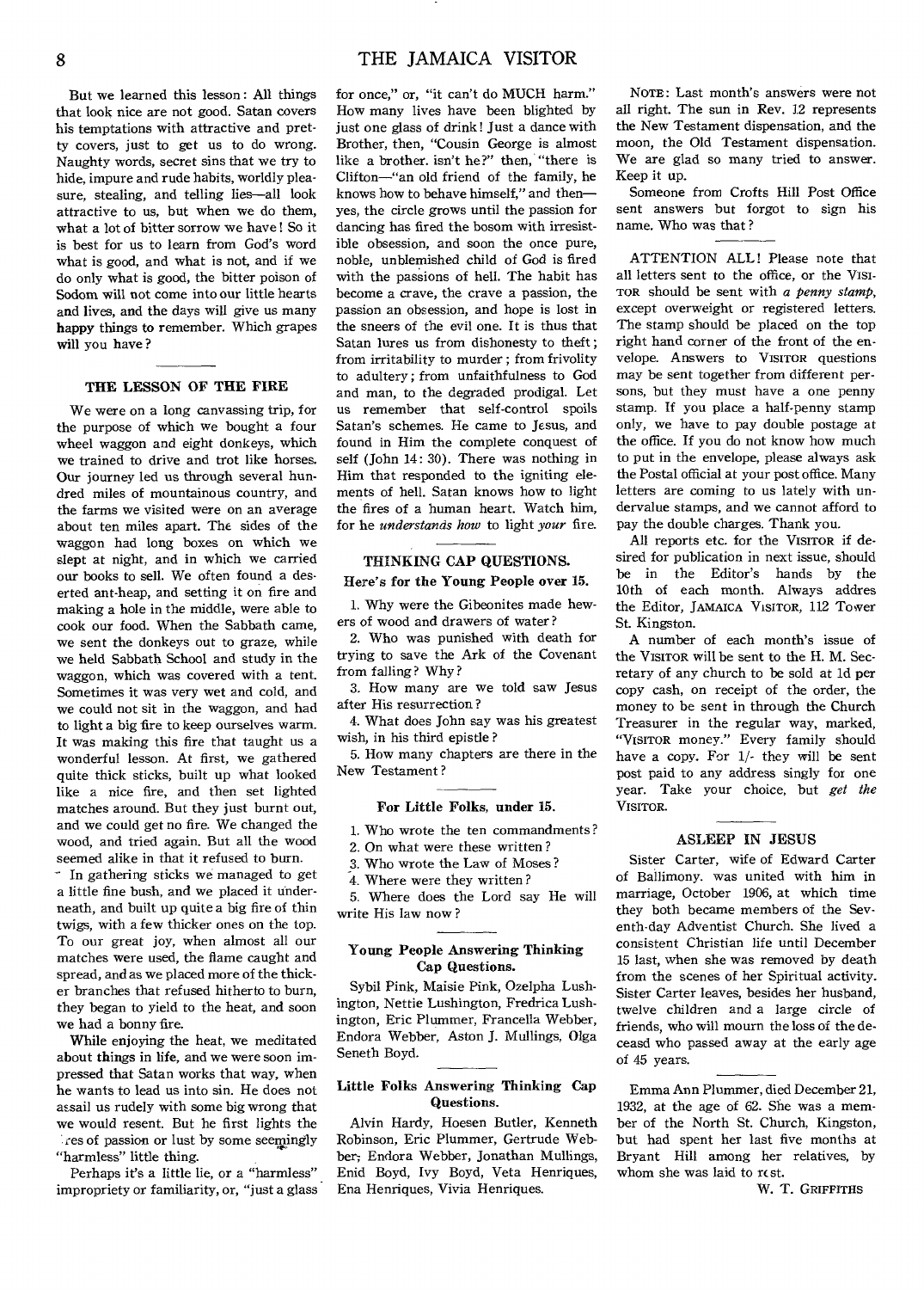But we learned this lesson: All things that look nice are not good. Satan covers his temptations with attractive and pretty covers, just to get us to do wrong. Naughty words, secret sins that we try to hide, impure and rude habits, worldly pleasure, stealing, and telling lies—all look attractive to us, but when we do them, what a lot of bitter sorrow we have! So it is best for us to learn from God's word what is good, and what is not, and if we do only what is good, the bitter poison of Sodom will not come into our little hearts and lives, and the days will give us many happy things to remember. Which grapes will you have?

### THE LESSON OF THE FIRE

We were on a long canvassing trip, for the purpose of which we bought a four wheel waggon and eight donkeys, which we trained to drive and trot like horses. Our journey led us through several hundred miles of mountainous country, and the farms we visited were on an average about ten miles apart. The sides of the waggon had long boxes on which we slept at night, and in which we carried our books to sell. We often found a deserted ant-heap, and setting it on fire and making a hole in the middle, were able to cook our food. When the Sabbath came, we sent the donkeys out to graze, while we held Sabbath School and study in the waggon, which was covered with a tent. Sometimes it was very wet and cold, and we could not sit in the waggon, and had to light a big fire to keep ourselves warm. It was making this fire that taught us a wonderful lesson. At first, we gathered quite thick sticks, built up what looked like a nice fire, and then set lighted matches around. But they just burnt out, and we could get no fire. We changed the wood, and tried again. But all the wood seemed alike in that it refused to burn.

In gathering sticks we managed to get a little fine bush, and we placed it underneath, and built up quite a big fire of thin twigs, with a few thicker ones on the top. To our great joy, when almost all our matches were used, the flame caught and spread, and as we placed more of the thicker branches that refused hitherto to burn, they began to yield to the heat, and soon we had a bonny fire.

While enjoying the heat, we meditated about things in life, and we were soon impressed that Satan works that way, when he wants to lead us into sin. He does not assail us rudely with some big wrong that we would resent. But he first lights the fires of passion or lust by some seemingly "harmless" little thing.

Perhaps it's a little lie, or a "harmless" impropriety or familiarity, or, "just a glass for once," or, "it can't do MUCH harm." How many lives have been blighted by just one glass of drink! Just a dance with Brother, then, "Cousin George is almost like a brother. isn't he?" then, "there is Clifton—"an old friend of the family, he knows how to behave himself," and then—yes, the circle grows until the passion for dancing has fired the bosom with irresistible obsession, and soon the once pure, noble, unblemished child of God is fired with the passions of hell. The habit has become a crave, the crave a passion, the passion an obsession, and hope is lost in the sneers of the evil one. It is thus that Satan lures us from dishonesty to theft; from irritability to murder; from frivolity to adultery; from unfaithfulness to God and man, to the degraded prodigal. Let us remember that self-control spoils Satan's schemes. He came to Jesus, and found in Him the complete conquest of self (John 14: 30). There was nothing in Him that responded to the igniting elements of hell. Satan knows how to light the fires of a human heart. Watch him, for he *understands how* to light *your* fire.

### THINKING CAP QUESTIONS.

**Here's for the Young People over 15.**

1. Why were the Gibeonites made hewers of wood and drawers of water?
2. Who was punished with death for trying to save the Ark of the Covenant from falling? Why?
3. How many are we told saw Jesus after His resurrection?
4. What does John say was his greatest wish, in his third epistle?
5. How many chapters are there in the New Testament?

**For Little Folks, under 15.**

1. Who wrote the ten commandments?
2. On what were these written?
3. Who wrote the Law of Moses?
4. Where were they written?
5. Where does the Lord say He will write His law now?

**Young People Answering Thinking Cap Questions.**

Sybil Pink, Maisie Pink, Ozelpha Lushington, Nettie Lushington, Fredrica Lushington, Eric Plummer, Francella Webber, Endora Webber, Aston J. Mullings, Olga Seneth Boyd.

**Little Folks Answering Thinking Cap Questions.**

Alvin Hardy, Hoesen Butler, Kenneth Robinson, Eric Plummer, Gertrude Webber, Endora Webber, Jonathan Mullings, Enid Boyd, Ivy Boyd, Veta Henriques, Ena Henriques, Vivia Henriques.

NOTE: Last month's answers were not all right. The sun in Rev. 12 represents the New Testament dispensation, and the moon, the Old Testament dispensation. We are glad so many tried to answer. Keep it up.

Someone from Crofts Hill Post Office sent answers but forgot to sign his name. Who was that?

ATTENTION ALL! Please note that all letters sent to the office, or the VISITOR should be sent with *a penny stamp*, except overweight or registered letters. The stamp should be placed on the top right hand corner of the front of the envelope. Answers to VISITOR questions may be sent together from different persons, but they must have a one penny stamp. If you place a half-penny stamp only, we have to pay double postage at the office. If you do not know how much to put in the envelope, please always ask the Postal official at your post office. Many letters are coming to us lately with undervalue stamps, and we cannot afford to pay the double charges. Thank you.

All reports etc. for the VISITOR if desired for publication in next issue, should be in the Editor's hands by the 10th of each month. Always addres the Editor, JAMAICA VISITOR, 112 Tower St. Kingston.

A number of each month's issue of the VISITOR will be sent to the H. M. Secretary of any church to be sold at 1d per copy cash, on receipt of the order, the money to be sent in through the Church Treasurer in the regular way, marked, "VISITOR money." Every family should have a copy. For 1/- they will be sent post paid to any address singly for one year. Take your choice, but *get the* VISITOR.

### ASLEEP IN JESUS

Sister Carter, wife of Edward Carter of Ballimony. was united with him in marriage, October 1906, at which time they both became members of the Seventh-day Adventist Church. She lived a consistent Christian life until December 15 last, when she was removed by death from the scenes of her Spiritual activity. Sister Carter leaves, besides her husband, twelve children and a large circle of friends, who will mourn the loss of the deceasd who passed away at the early age of 45 years.

Emma Ann Plummer, died December 21, 1932, at the age of 62. She was a member of the North St. Church, Kingston, but had spent her last five months at Bryant Hill among her relatives, by whom she was laid to rest.

W. T. GRIFFITHS